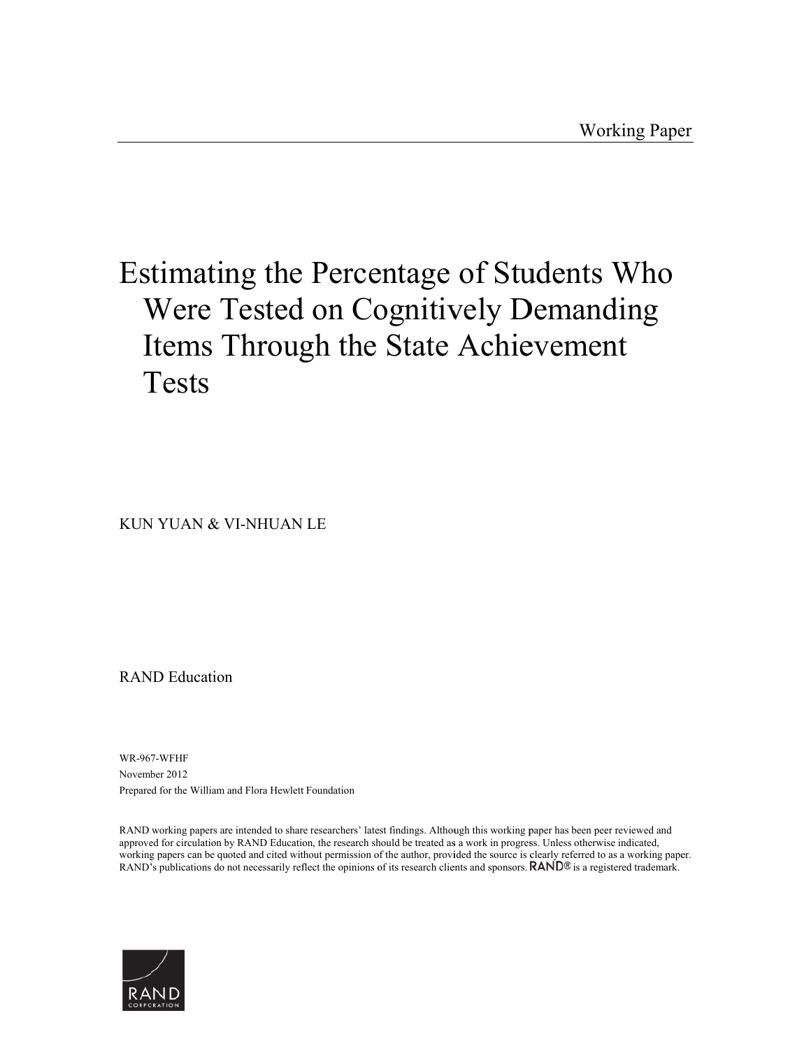Working Paper

# Estimating the Percentage of Students Who Were Tested on Cognitively Demanding Items Through the State Achievement Tests

KUN YUAN & VI-NHUAN LE

RAND Education

WR-967-WFHF
November 2012
Prepared for the William and Flora Hewlett Foundation

RAND working papers are intended to share researchers' latest findings. Although this working paper has been peer reviewed and approved for circulation by RAND Education, the research should be treated as a work in progress. Unless otherwise indicated, working papers can be quoted and cited without permission of the author, provided the source is clearly referred to as a working paper. RAND's publications do not necessarily reflect the opinions of its research clients and sponsors. RAND® is a registered trademark.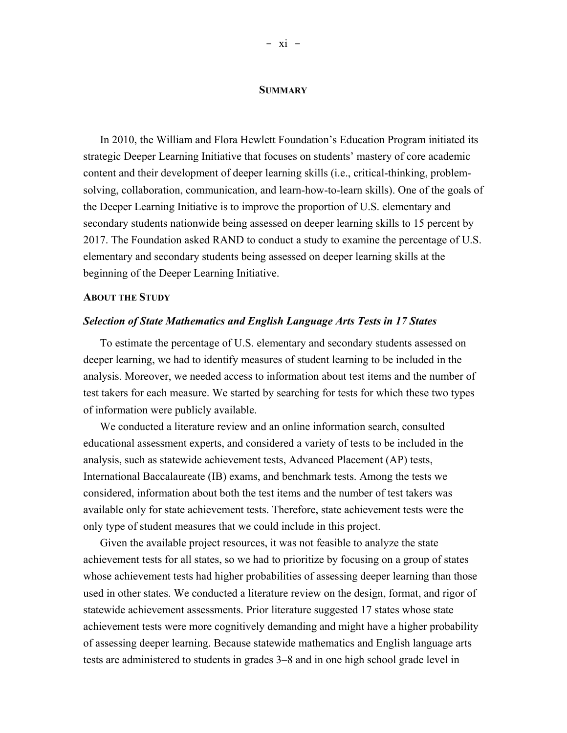# SUMMARY

In 2010, the William and Flora Hewlett Foundation's Education Program initiated its strategic Deeper Learning Initiative that focuses on students' mastery of core academic content and their development of deeper learning skills (i.e., critical-thinking, problem-solving, collaboration, communication, and learn-how-to-learn skills). One of the goals of the Deeper Learning Initiative is to improve the proportion of U.S. elementary and secondary students nationwide being assessed on deeper learning skills to 15 percent by 2017. The Foundation asked RAND to conduct a study to examine the percentage of U.S. elementary and secondary students being assessed on deeper learning skills at the beginning of the Deeper Learning Initiative.

## ABOUT THE STUDY

### *Selection of State Mathematics and English Language Arts Tests in 17 States*

To estimate the percentage of U.S. elementary and secondary students assessed on deeper learning, we had to identify measures of student learning to be included in the analysis. Moreover, we needed access to information about test items and the number of test takers for each measure. We started by searching for tests for which these two types of information were publicly available.

We conducted a literature review and an online information search, consulted educational assessment experts, and considered a variety of tests to be included in the analysis, such as statewide achievement tests, Advanced Placement (AP) tests, International Baccalaureate (IB) exams, and benchmark tests. Among the tests we considered, information about both the test items and the number of test takers was available only for state achievement tests. Therefore, state achievement tests were the only type of student measures that we could include in this project.

Given the available project resources, it was not feasible to analyze the state achievement tests for all states, so we had to prioritize by focusing on a group of states whose achievement tests had higher probabilities of assessing deeper learning than those used in other states. We conducted a literature review on the design, format, and rigor of statewide achievement assessments. Prior literature suggested 17 states whose state achievement tests were more cognitively demanding and might have a higher probability of assessing deeper learning. Because statewide mathematics and English language arts tests are administered to students in grades 3–8 and in one high school grade level in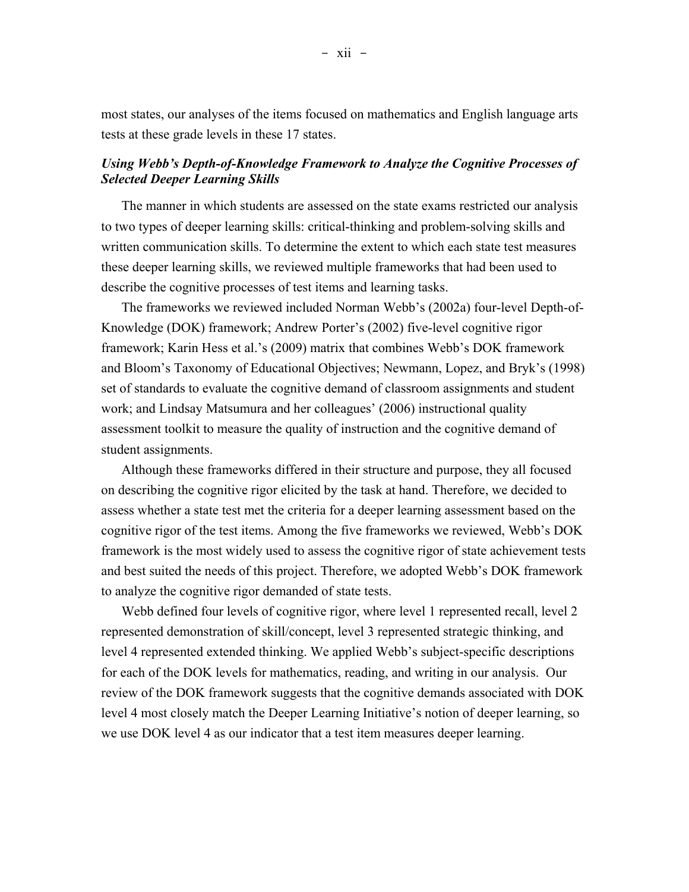most states, our analyses of the items focused on mathematics and English language arts tests at these grade levels in these 17 states.

### *Using Webb's Depth-of-Knowledge Framework to Analyze the Cognitive Processes of Selected Deeper Learning Skills*

The manner in which students are assessed on the state exams restricted our analysis to two types of deeper learning skills: critical-thinking and problem-solving skills and written communication skills. To determine the extent to which each state test measures these deeper learning skills, we reviewed multiple frameworks that had been used to describe the cognitive processes of test items and learning tasks.

The frameworks we reviewed included Norman Webb's (2002a) four-level Depth-of-Knowledge (DOK) framework; Andrew Porter's (2002) five-level cognitive rigor framework; Karin Hess et al.'s (2009) matrix that combines Webb's DOK framework and Bloom's Taxonomy of Educational Objectives; Newmann, Lopez, and Bryk's (1998) set of standards to evaluate the cognitive demand of classroom assignments and student work; and Lindsay Matsumura and her colleagues' (2006) instructional quality assessment toolkit to measure the quality of instruction and the cognitive demand of student assignments.

Although these frameworks differed in their structure and purpose, they all focused on describing the cognitive rigor elicited by the task at hand. Therefore, we decided to assess whether a state test met the criteria for a deeper learning assessment based on the cognitive rigor of the test items. Among the five frameworks we reviewed, Webb's DOK framework is the most widely used to assess the cognitive rigor of state achievement tests and best suited the needs of this project. Therefore, we adopted Webb's DOK framework to analyze the cognitive rigor demanded of state tests.

Webb defined four levels of cognitive rigor, where level 1 represented recall, level 2 represented demonstration of skill/concept, level 3 represented strategic thinking, and level 4 represented extended thinking. We applied Webb's subject-specific descriptions for each of the DOK levels for mathematics, reading, and writing in our analysis. Our review of the DOK framework suggests that the cognitive demands associated with DOK level 4 most closely match the Deeper Learning Initiative's notion of deeper learning, so we use DOK level 4 as our indicator that a test item measures deeper learning.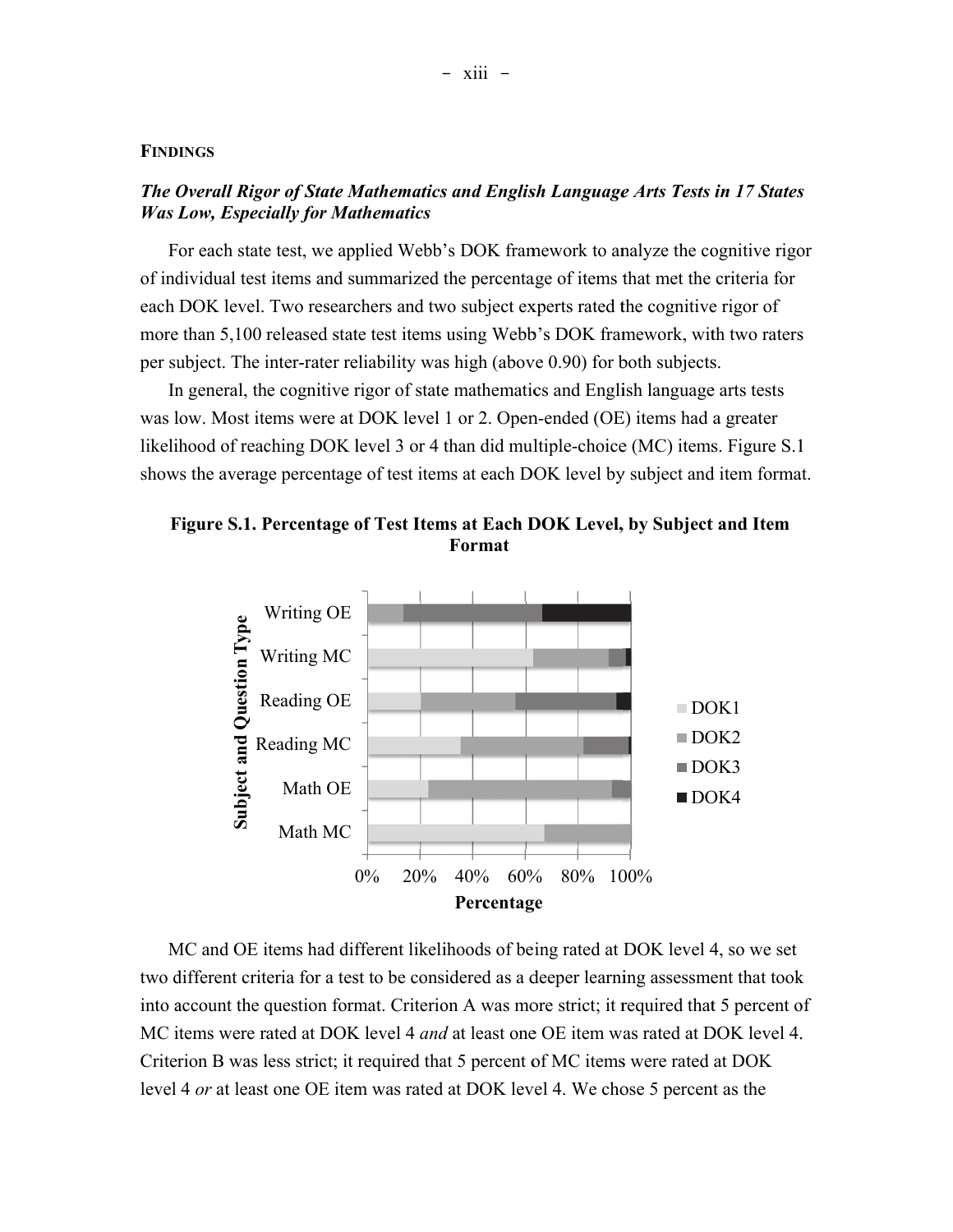## FINDINGS

### *The Overall Rigor of State Mathematics and English Language Arts Tests in 17 States Was Low, Especially for Mathematics*

For each state test, we applied Webb's DOK framework to analyze the cognitive rigor of individual test items and summarized the percentage of items that met the criteria for each DOK level. Two researchers and two subject experts rated the cognitive rigor of more than 5,100 released state test items using Webb's DOK framework, with two raters per subject. The inter-rater reliability was high (above 0.90) for both subjects.

In general, the cognitive rigor of state mathematics and English language arts tests was low. Most items were at DOK level 1 or 2. Open-ended (OE) items had a greater likelihood of reaching DOK level 3 or 4 than did multiple-choice (MC) items. Figure S.1 shows the average percentage of test items at each DOK level by subject and item format.

**Figure S.1. Percentage of Test Items at Each DOK Level, by Subject and Item Format**

Subject and Question Type

Writing OE
Writing MC
Reading OE
Reading MC
Math OE
Math MC

0% 20% 40% 60% 80% 100%

Percentage

DOK1
DOK2
DOK3
DOK4

MC and OE items had different likelihoods of being rated at DOK level 4, so we set two different criteria for a test to be considered as a deeper learning assessment that took into account the question format. Criterion A was more strict; it required that 5 percent of MC items were rated at DOK level 4 *and* at least one OE item was rated at DOK level 4. Criterion B was less strict; it required that 5 percent of MC items were rated at DOK level 4 *or* at least one OE item was rated at DOK level 4. We chose 5 percent as the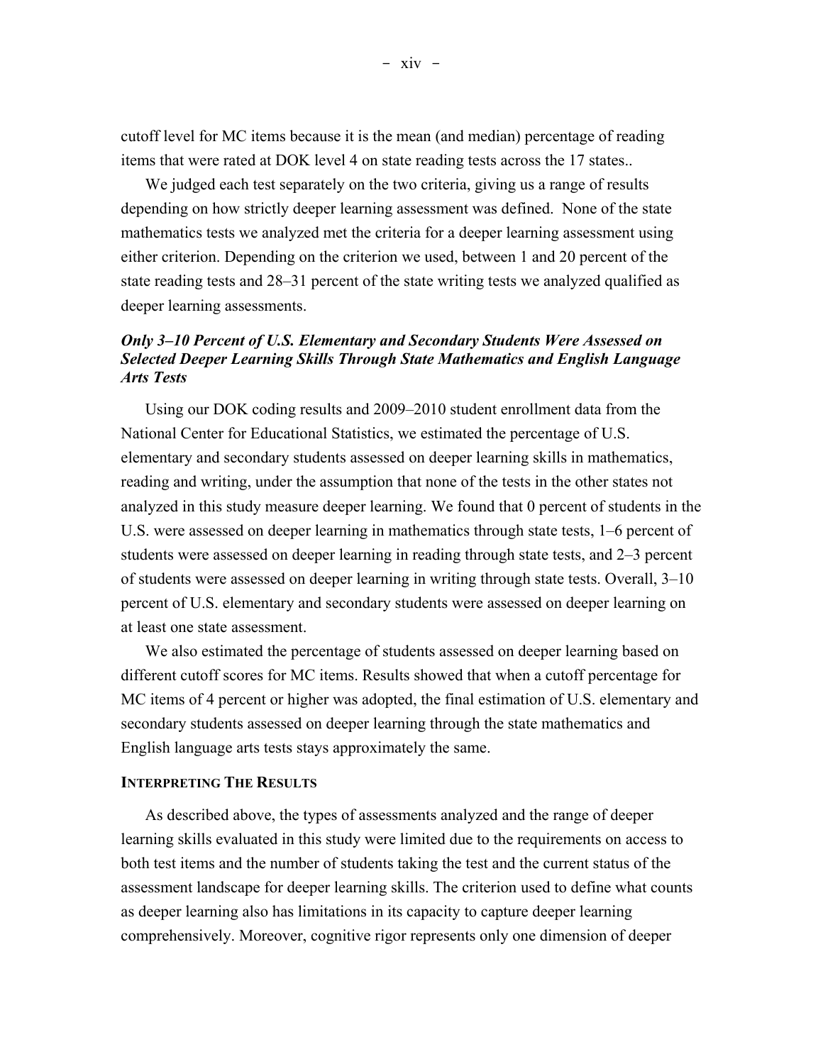cutoff level for MC items because it is the mean (and median) percentage of reading items that were rated at DOK level 4 on state reading tests across the 17 states..

We judged each test separately on the two criteria, giving us a range of results depending on how strictly deeper learning assessment was defined. None of the state mathematics tests we analyzed met the criteria for a deeper learning assessment using either criterion. Depending on the criterion we used, between 1 and 20 percent of the state reading tests and 28–31 percent of the state writing tests we analyzed qualified as deeper learning assessments.

### *Only 3–10 Percent of U.S. Elementary and Secondary Students Were Assessed on Selected Deeper Learning Skills Through State Mathematics and English Language Arts Tests*

Using our DOK coding results and 2009–2010 student enrollment data from the National Center for Educational Statistics, we estimated the percentage of U.S. elementary and secondary students assessed on deeper learning skills in mathematics, reading and writing, under the assumption that none of the tests in the other states not analyzed in this study measure deeper learning. We found that 0 percent of students in the U.S. were assessed on deeper learning in mathematics through state tests, 1–6 percent of students were assessed on deeper learning in reading through state tests, and 2–3 percent of students were assessed on deeper learning in writing through state tests. Overall, 3–10 percent of U.S. elementary and secondary students were assessed on deeper learning on at least one state assessment.

We also estimated the percentage of students assessed on deeper learning based on different cutoff scores for MC items. Results showed that when a cutoff percentage for MC items of 4 percent or higher was adopted, the final estimation of U.S. elementary and secondary students assessed on deeper learning through the state mathematics and English language arts tests stays approximately the same.

## INTERPRETING THE RESULTS

As described above, the types of assessments analyzed and the range of deeper learning skills evaluated in this study were limited due to the requirements on access to both test items and the number of students taking the test and the current status of the assessment landscape for deeper learning skills. The criterion used to define what counts as deeper learning also has limitations in its capacity to capture deeper learning comprehensively. Moreover, cognitive rigor represents only one dimension of deeper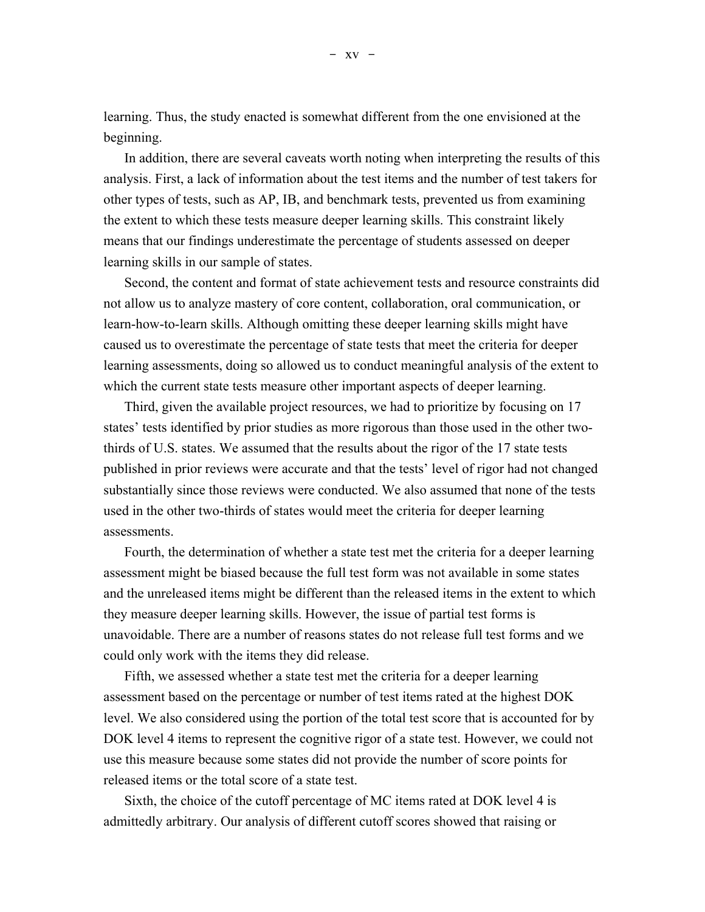learning. Thus, the study enacted is somewhat different from the one envisioned at the beginning.

In addition, there are several caveats worth noting when interpreting the results of this analysis. First, a lack of information about the test items and the number of test takers for other types of tests, such as AP, IB, and benchmark tests, prevented us from examining the extent to which these tests measure deeper learning skills. This constraint likely means that our findings underestimate the percentage of students assessed on deeper learning skills in our sample of states.

Second, the content and format of state achievement tests and resource constraints did not allow us to analyze mastery of core content, collaboration, oral communication, or learn-how-to-learn skills. Although omitting these deeper learning skills might have caused us to overestimate the percentage of state tests that meet the criteria for deeper learning assessments, doing so allowed us to conduct meaningful analysis of the extent to which the current state tests measure other important aspects of deeper learning.

Third, given the available project resources, we had to prioritize by focusing on 17 states' tests identified by prior studies as more rigorous than those used in the other two-thirds of U.S. states. We assumed that the results about the rigor of the 17 state tests published in prior reviews were accurate and that the tests' level of rigor had not changed substantially since those reviews were conducted. We also assumed that none of the tests used in the other two-thirds of states would meet the criteria for deeper learning assessments.

Fourth, the determination of whether a state test met the criteria for a deeper learning assessment might be biased because the full test form was not available in some states and the unreleased items might be different than the released items in the extent to which they measure deeper learning skills. However, the issue of partial test forms is unavoidable. There are a number of reasons states do not release full test forms and we could only work with the items they did release.

Fifth, we assessed whether a state test met the criteria for a deeper learning assessment based on the percentage or number of test items rated at the highest DOK level. We also considered using the portion of the total test score that is accounted for by DOK level 4 items to represent the cognitive rigor of a state test. However, we could not use this measure because some states did not provide the number of score points for released items or the total score of a state test.

Sixth, the choice of the cutoff percentage of MC items rated at DOK level 4 is admittedly arbitrary. Our analysis of different cutoff scores showed that raising or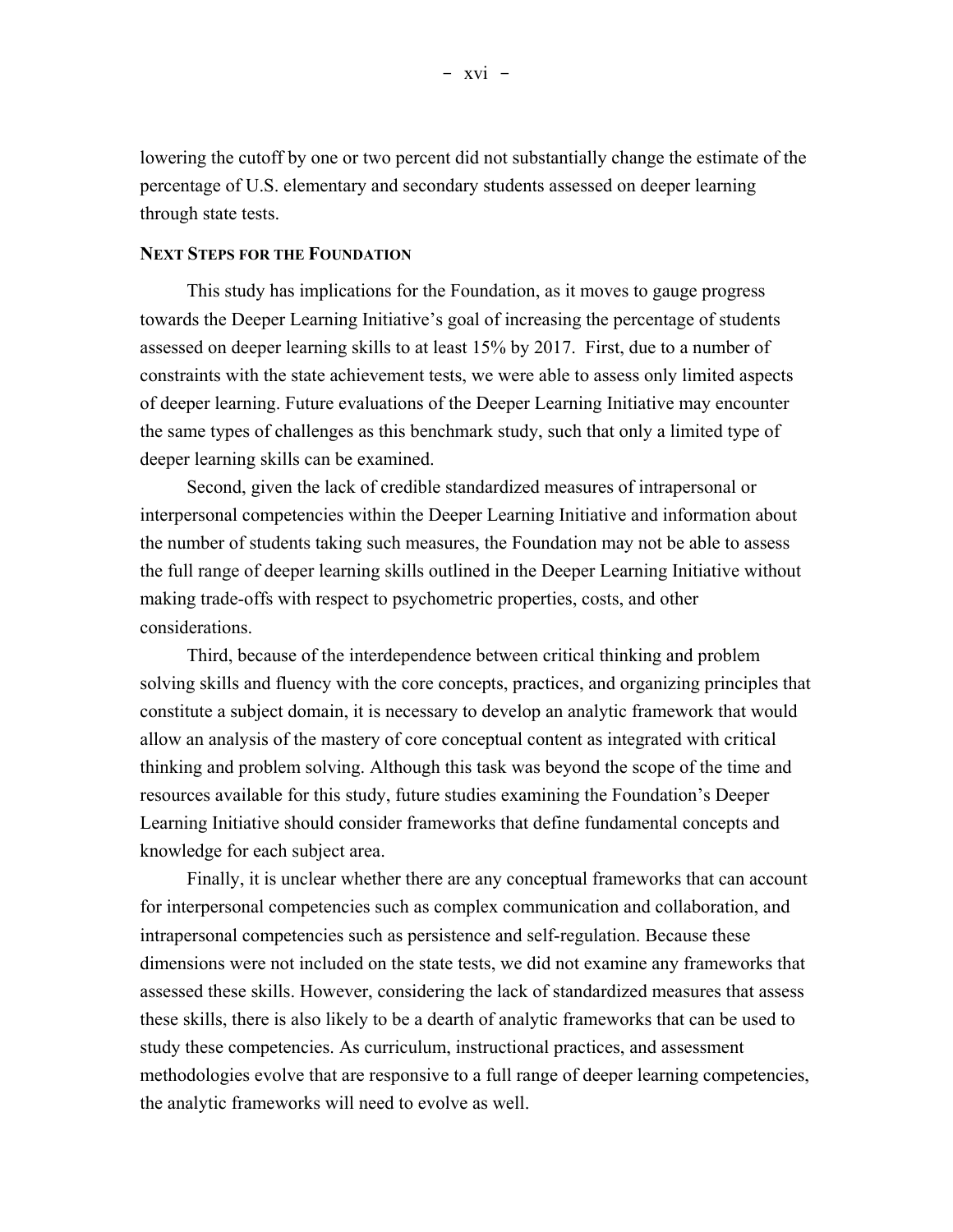lowering the cutoff by one or two percent did not substantially change the estimate of the percentage of U.S. elementary and secondary students assessed on deeper learning through state tests.

### NEXT STEPS FOR THE FOUNDATION

This study has implications for the Foundation, as it moves to gauge progress towards the Deeper Learning Initiative's goal of increasing the percentage of students assessed on deeper learning skills to at least 15% by 2017. First, due to a number of constraints with the state achievement tests, we were able to assess only limited aspects of deeper learning. Future evaluations of the Deeper Learning Initiative may encounter the same types of challenges as this benchmark study, such that only a limited type of deeper learning skills can be examined.

Second, given the lack of credible standardized measures of intrapersonal or interpersonal competencies within the Deeper Learning Initiative and information about the number of students taking such measures, the Foundation may not be able to assess the full range of deeper learning skills outlined in the Deeper Learning Initiative without making trade-offs with respect to psychometric properties, costs, and other considerations.

Third, because of the interdependence between critical thinking and problem solving skills and fluency with the core concepts, practices, and organizing principles that constitute a subject domain, it is necessary to develop an analytic framework that would allow an analysis of the mastery of core conceptual content as integrated with critical thinking and problem solving. Although this task was beyond the scope of the time and resources available for this study, future studies examining the Foundation's Deeper Learning Initiative should consider frameworks that define fundamental concepts and knowledge for each subject area.

Finally, it is unclear whether there are any conceptual frameworks that can account for interpersonal competencies such as complex communication and collaboration, and intrapersonal competencies such as persistence and self-regulation. Because these dimensions were not included on the state tests, we did not examine any frameworks that assessed these skills. However, considering the lack of standardized measures that assess these skills, there is also likely to be a dearth of analytic frameworks that can be used to study these competencies. As curriculum, instructional practices, and assessment methodologies evolve that are responsive to a full range of deeper learning competencies, the analytic frameworks will need to evolve as well.